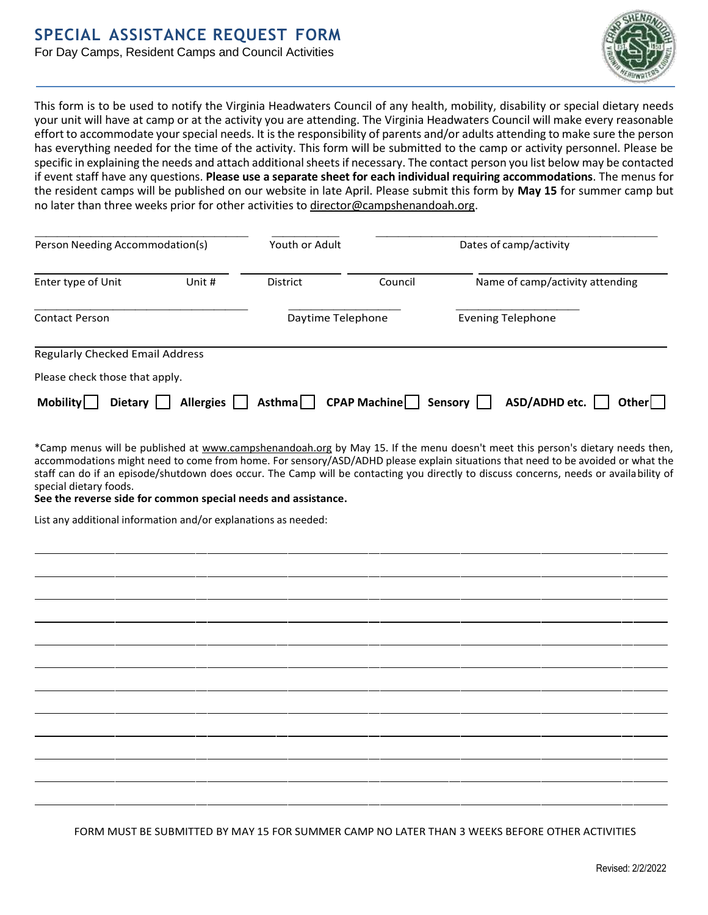# SPECIAL ASSISTANCE REQUEST FORM

For Day Camps, Resident Camps and Council Activities

This form is to be used to notify the Virginia Headwaters Council of any health, mobility, disability or special dietary needs your unit will have at camp or at the activity you are attending. The Virginia Headwaters Council will make every reasonable effort to accommodate your special needs. It is the responsibility of parents and/or adults attending to make sure the person has everything needed for the time of the activity. This form will be submitted to the camp or activity personnel. Please be specific in explaining the needs and attach additional sheets if necessary. The contact person you list below may be contacted if event staff have any questions. **Please use a separate sheet for each individual requiring accommodations**. The menus for the resident camps will be published on our website in late April. Please submit this form by **May 15** for summer camp but no later than three weeks prior for other activities to director@campshenandoah.org.

\_\_\_\_\_\_\_\_\_\_\_\_\_\_\_\_\_\_\_\_ \_\_\_\_\_\_\_\_\_\_ \_\_\_\_\_\_\_\_\_\_\_\_\_\_\_\_\_\_\_\_\_\_\_\_\_\_

Person Needing Accommodation(s) | Youth or Adult | Dates of camp/activity

\_\_\_\_\_\_\_\_\_\_\_\_\_\_\_\_\_\_\_\_ \_\_\_\_\_\_\_\_\_\_ \_\_\_\_\_\_\_\_\_\_ \_\_\_\_\_\_\_\_\_\_\_\_\_\_\_\_\_\_\_\_

Enter type of Unit | Unit # | District | Council | Name of camp/activity attending

\_\_\_\_\_\_\_\_\_\_\_\_\_\_\_\_\_\_\_\_ \_\_\_\_\_\_\_\_\_\_\_\_\_\_ \_\_\_\_\_\_\_\_\_\_\_\_\_\_

Contact Person | Daytime Telephone | Evening Telephone

\_\_\_\_\_\_\_\_\_\_\_\_\_\_\_\_\_\_\_\_\_\_\_\_\_\_\_\_\_\_\_\_\_\_\_\_\_\_\_\_

Regularly Checked Email Address

Please check those that apply.

**Mobility** ☐ **Dietary** ☐ **Allergies** ☐ **Asthma** ☐ **CPAP Machine** ☐ **Sensory** ☐ **ASD/ADHD etc.** ☐ **Other** ☐

*Camp menus will be published at www.campshenandoah.org by May 15. If the menu doesn't meet this person's dietary needs then, accommodations might need to come from home. For sensory/ASD/ADHD please explain situations that need to be avoided or what the staff can do if an episode/shutdown does occur. The Camp will be contacting you directly to discuss concerns, needs or availability of special dietary foods.

**See the reverse side for common special needs and assistance.**

List any additional information and/or explanations as needed:

\_\_\_\_\_\_\_\_\_\_\_\_\_\_\_\_\_\_\_\_\_\_\_\_\_\_\_\_\_\_\_\_\_\_\_\_\_\_\_\_\_\_\_\_\_\_\_\_\_\_\_\_\_\_\_\_\_\_\_\_

\_\_\_\_\_\_\_\_\_\_\_\_\_\_\_\_\_\_\_\_\_\_\_\_\_\_\_\_\_\_\_\_\_\_\_\_\_\_\_\_\_\_\_\_\_\_\_\_\_\_\_\_\_\_\_\_\_\_\_\_

\_\_\_\_\_\_\_\_\_\_\_\_\_\_\_\_\_\_\_\_\_\_\_\_\_\_\_\_\_\_\_\_\_\_\_\_\_\_\_\_\_\_\_\_\_\_\_\_\_\_\_\_\_\_\_\_\_\_\_\_

\_\_\_\_\_\_\_\_\_\_\_\_\_\_\_\_\_\_\_\_\_\_\_\_\_\_\_\_\_\_\_\_\_\_\_\_\_\_\_\_\_\_\_\_\_\_\_\_\_\_\_\_\_\_\_\_\_\_\_\_

\_\_\_\_\_\_\_\_\_\_\_\_\_\_\_\_\_\_\_\_\_\_\_\_\_\_\_\_\_\_\_\_\_\_\_\_\_\_\_\_\_\_\_\_\_\_\_\_\_\_\_\_\_\_\_\_\_\_\_\_

\_\_\_\_\_\_\_\_\_\_\_\_\_\_\_\_\_\_\_\_\_\_\_\_\_\_\_\_\_\_\_\_\_\_\_\_\_\_\_\_\_\_\_\_\_\_\_\_\_\_\_\_\_\_\_\_\_\_\_\_

\_\_\_\_\_\_\_\_\_\_\_\_\_\_\_\_\_\_\_\_\_\_\_\_\_\_\_\_\_\_\_\_\_\_\_\_\_\_\_\_\_\_\_\_\_\_\_\_\_\_\_\_\_\_\_\_\_\_\_\_

\_\_\_\_\_\_\_\_\_\_\_\_\_\_\_\_\_\_\_\_\_\_\_\_\_\_\_\_\_\_\_\_\_\_\_\_\_\_\_\_\_\_\_\_\_\_\_\_\_\_\_\_\_\_\_\_\_\_\_\_

\_\_\_\_\_\_\_\_\_\_\_\_\_\_\_\_\_\_\_\_\_\_\_\_\_\_\_\_\_\_\_\_\_\_\_\_\_\_\_\_\_\_\_\_\_\_\_\_\_\_\_\_\_\_\_\_\_\_\_\_

\_\_\_\_\_\_\_\_\_\_\_\_\_\_\_\_\_\_\_\_\_\_\_\_\_\_\_\_\_\_\_\_\_\_\_\_\_\_\_\_\_\_\_\_\_\_\_\_\_\_\_\_\_\_\_\_\_\_\_\_

\_\_\_\_\_\_\_\_\_\_\_\_\_\_\_\_\_\_\_\_\_\_\_\_\_\_\_\_\_\_\_\_\_\_\_\_\_\_\_\_\_\_\_\_\_\_\_\_\_\_\_\_\_\_\_\_\_\_\_\_

\_\_\_\_\_\_\_\_\_\_\_\_\_\_\_\_\_\_\_\_\_\_\_\_\_\_\_\_\_\_\_\_\_\_\_\_\_\_\_\_\_\_\_\_\_\_\_\_\_\_\_\_\_\_\_\_\_\_\_\_

FORM MUST BE SUBMITTED BY MAY 15 FOR SUMMER CAMP NO LATER THAN 3 WEEKS BEFORE OTHER ACTIVITIES

Revised: 2/2/2022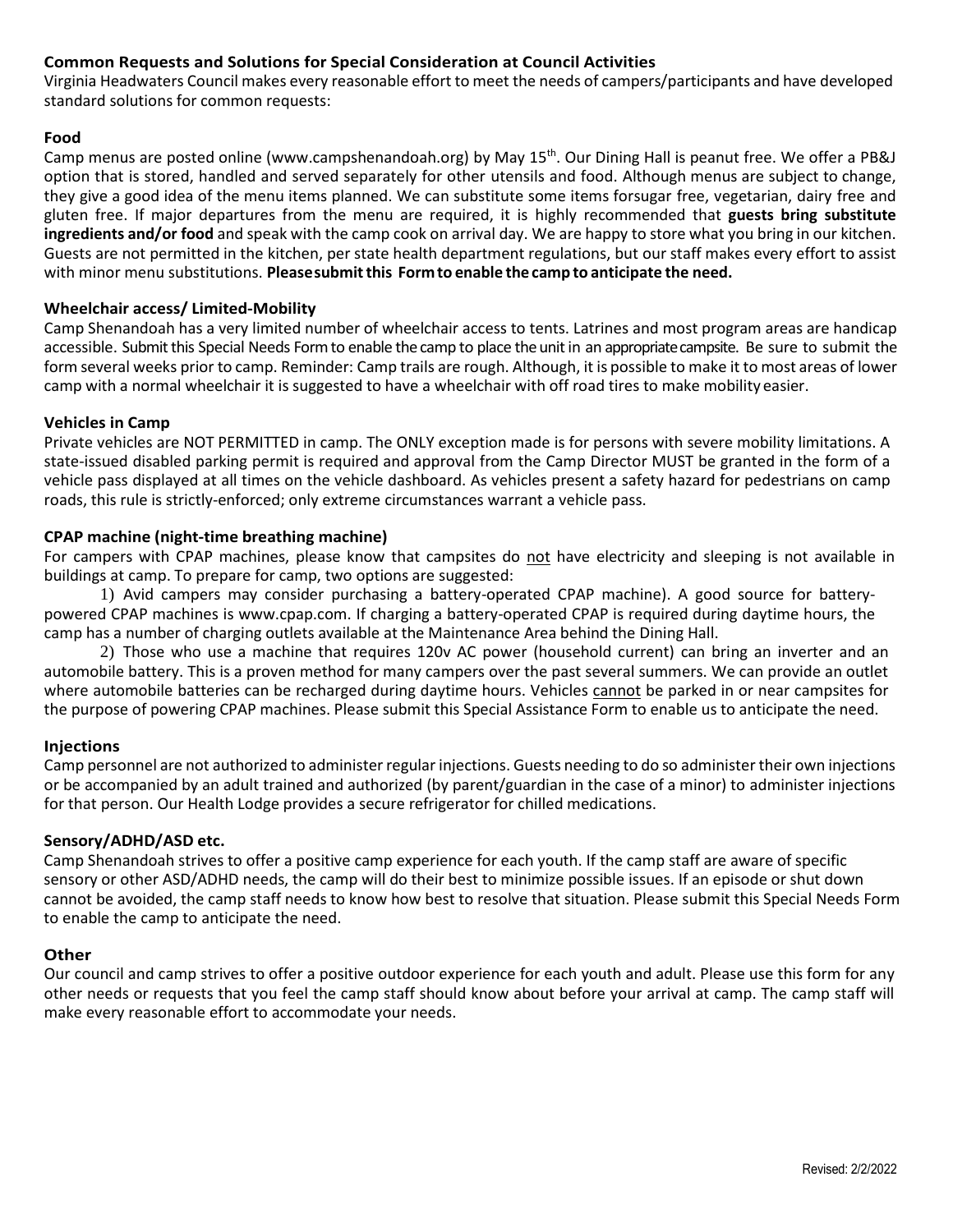## Common Requests and Solutions for Special Consideration at Council Activities

Virginia Headwaters Council makes every reasonable effort to meet the needs of campers/participants and have developed standard solutions for common requests:

### Food

Camp menus are posted online (www.campshenandoah.org) by May 15th. Our Dining Hall is peanut free. We offer a PB&J option that is stored, handled and served separately for other utensils and food. Although menus are subject to change, they give a good idea of the menu items planned. We can substitute some items forsugar free, vegetarian, dairy free and gluten free. If major departures from the menu are required, it is highly recommended that **guests bring substitute ingredients and/or food** and speak with the camp cook on arrival day. We are happy to store what you bring in our kitchen. Guests are not permitted in the kitchen, per state health department regulations, but our staff makes every effort to assist with minor menu substitutions. **Pleasesubmit this Formto enable the camp to anticipate the need.**

### Wheelchair access/ Limited-Mobility

Camp Shenandoah has a very limited number of wheelchair access to tents. Latrines and most program areas are handicap accessible. Submit this Special Needs Form to enable the camp to place the unit in an appropriatecampsite. Be sure to submit the form several weeks prior to camp. Reminder: Camp trails are rough. Although, it is possible to make it to most areas of lower camp with a normal wheelchair it is suggested to have a wheelchair with off road tires to make mobility easier.

### Vehicles in Camp

Private vehicles are NOT PERMITTED in camp. The ONLY exception made is for persons with severe mobility limitations. A state-issued disabled parking permit is required and approval from the Camp Director MUST be granted in the form of a vehicle pass displayed at all times on the vehicle dashboard. As vehicles present a safety hazard for pedestrians on camp roads, this rule is strictly-enforced; only extreme circumstances warrant a vehicle pass.

### CPAP machine (night-time breathing machine)

For campers with CPAP machines, please know that campsites do not have electricity and sleeping is not available in buildings at camp. To prepare for camp, two options are suggested:

1) Avid campers may consider purchasing a battery-operated CPAP machine). A good source for battery-powered CPAP machines is www.cpap.com. If charging a battery-operated CPAP is required during daytime hours, the camp has a number of charging outlets available at the Maintenance Area behind the Dining Hall.

2) Those who use a machine that requires 120v AC power (household current) can bring an inverter and an automobile battery. This is a proven method for many campers over the past several summers. We can provide an outlet where automobile batteries can be recharged during daytime hours. Vehicles cannot be parked in or near campsites for the purpose of powering CPAP machines. Please submit this Special Assistance Form to enable us to anticipate the need.

### Injections

Camp personnel are not authorized to administer regular injections. Guests needing to do so administer their own injections or be accompanied by an adult trained and authorized (by parent/guardian in the case of a minor) to administer injections for that person. Our Health Lodge provides a secure refrigerator for chilled medications.

### Sensory/ADHD/ASD etc.

Camp Shenandoah strives to offer a positive camp experience for each youth. If the camp staff are aware of specific sensory or other ASD/ADHD needs, the camp will do their best to minimize possible issues. If an episode or shut down cannot be avoided, the camp staff needs to know how best to resolve that situation. Please submit this Special Needs Form to enable the camp to anticipate the need.

### Other

Our council and camp strives to offer a positive outdoor experience for each youth and adult. Please use this form for any other needs or requests that you feel the camp staff should know about before your arrival at camp. The camp staff will make every reasonable effort to accommodate your needs.

Revised: 2/2/2022